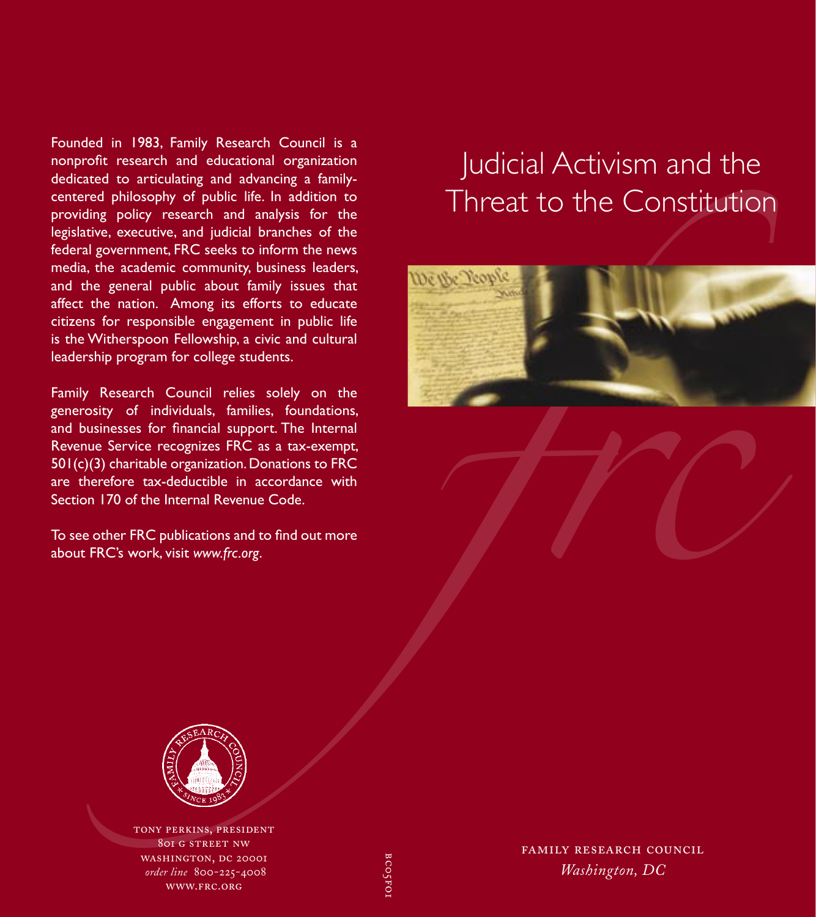# Judicial Activism and the Threat to the Constitution

Founded in 1983, Family Research Council is a nonprofit research and educational organization dedicated to articulating and advancing a family-centered philosophy of public life. In addition to providing policy research and analysis for the legislative, executive, and judicial branches of the federal government, FRC seeks to inform the news media, the academic community, business leaders, and the general public about family issues that affect the nation. Among its efforts to educate citizens for responsible engagement in public life is the Witherspoon Fellowship, a civic and cultural leadership program for college students.

Family Research Council relies solely on the generosity of individuals, families, foundations, and businesses for financial support. The Internal Revenue Service recognizes FRC as a tax-exempt, 501(c)(3) charitable organization. Donations to FRC are therefore tax-deductible in accordance with Section 170 of the Internal Revenue Code.

To see other FRC publications and to find out more about FRC's work, visit *www.frc.org*.

TONY PERKINS, PRESIDENT
801 G STREET NW
WASHINGTON, DC 20001
*order line* 800-225-4008
WWW.FRC.ORG

BC05F01

FAMILY RESEARCH COUNCIL
*Washington, DC*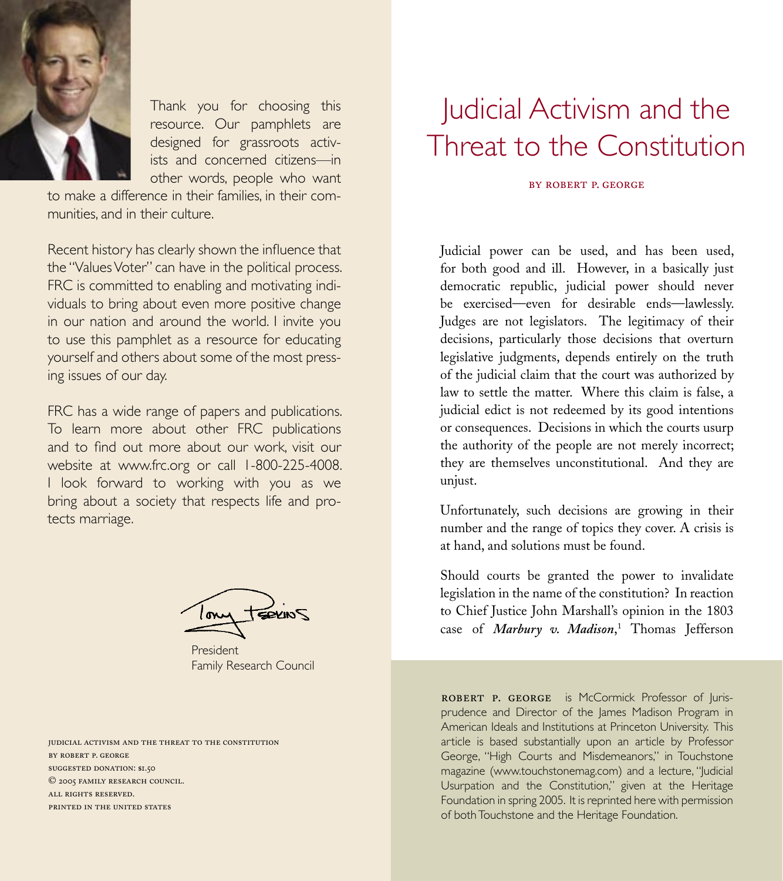Thank you for choosing this resource. Our pamphlets are designed for grassroots activists and concerned citizens—in other words, people who want to make a difference in their families, in their communities, and in their culture.

Recent history has clearly shown the influence that the "Values Voter" can have in the political process. FRC is committed to enabling and motivating individuals to bring about even more positive change in our nation and around the world. I invite you to use this pamphlet as a resource for educating yourself and others about some of the most pressing issues of our day.

FRC has a wide range of papers and publications. To learn more about other FRC publications and to find out more about our work, visit our website at www.frc.org or call 1-800-225-4008. I look forward to working with you as we bring about a society that respects life and protects marriage.

Tony Perkins
President
Family Research Council

JUDICIAL ACTIVISM AND THE THREAT TO THE CONSTITUTION
BY ROBERT P. GEORGE
SUGGESTED DONATION: $1.50
© 2005 FAMILY RESEARCH COUNCIL.
ALL RIGHTS RESERVED.
PRINTED IN THE UNITED STATES

# Judicial Activism and the Threat to the Constitution

BY ROBERT P. GEORGE

Judicial power can be used, and has been used, for both good and ill. However, in a basically just democratic republic, judicial power should never be exercised—even for desirable ends—lawlessly. Judges are not legislators. The legitimacy of their decisions, particularly those decisions that overturn legislative judgments, depends entirely on the truth of the judicial claim that the court was authorized by law to settle the matter. Where this claim is false, a judicial edict is not redeemed by its good intentions or consequences. Decisions in which the courts usurp the authority of the people are not merely incorrect; they are themselves unconstitutional. And they are unjust.

Unfortunately, such decisions are growing in their number and the range of topics they cover. A crisis is at hand, and solutions must be found.

Should courts be granted the power to invalidate legislation in the name of the constitution? In reaction to Chief Justice John Marshall's opinion in the 1803 case of ***Marbury v. Madison***,[1] Thomas Jefferson

ROBERT P. GEORGE is McCormick Professor of Jurisprudence and Director of the James Madison Program in American Ideals and Institutions at Princeton University. This article is based substantially upon an article by Professor George, "High Courts and Misdemeanors," in Touchstone magazine (www.touchstonemag.com) and a lecture, "Judicial Usurpation and the Constitution," given at the Heritage Foundation in spring 2005. It is reprinted here with permission of both Touchstone and the Heritage Foundation.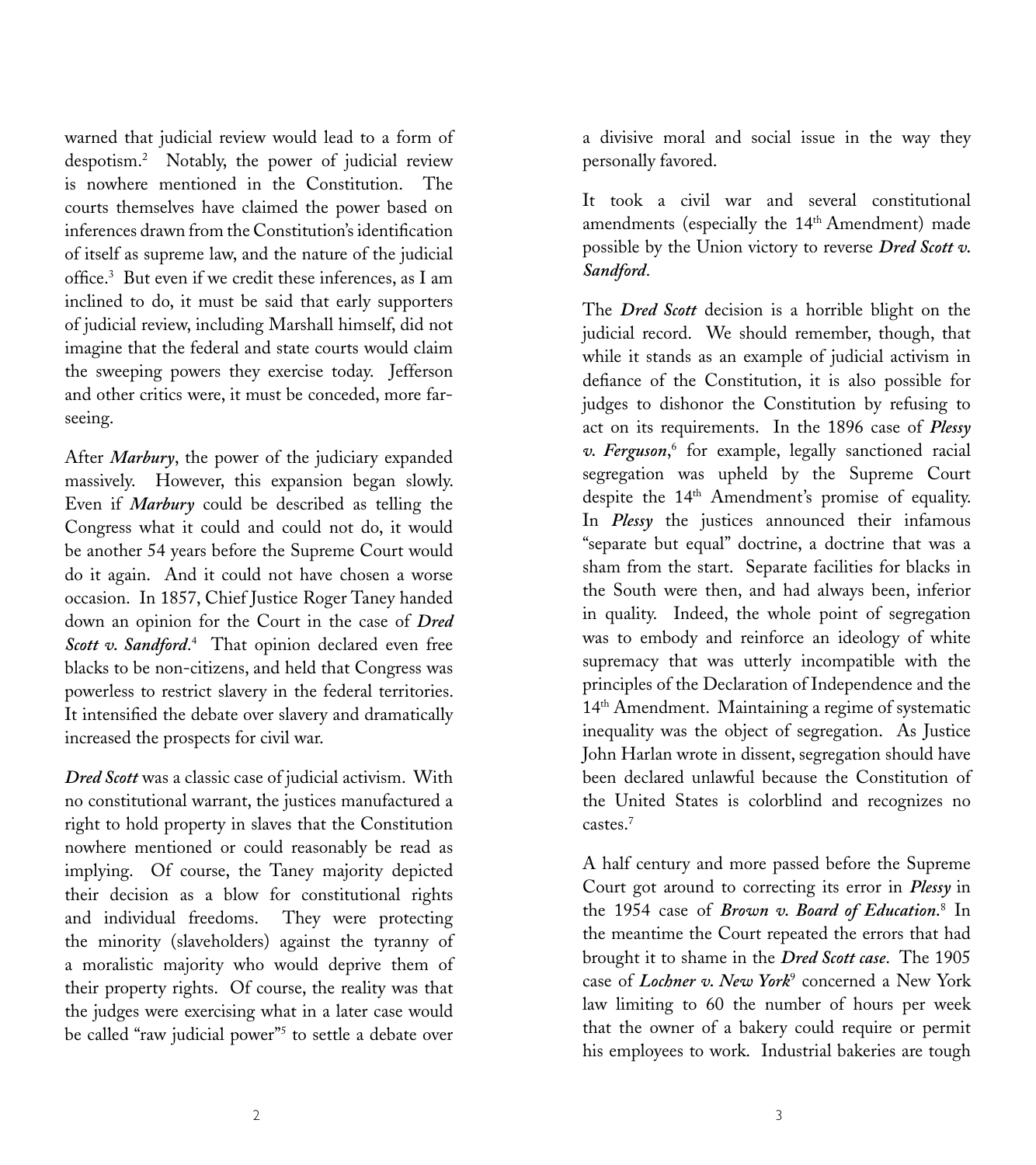warned that judicial review would lead to a form of despotism.[2] Notably, the power of judicial review is nowhere mentioned in the Constitution. The courts themselves have claimed the power based on inferences drawn from the Constitution's identification of itself as supreme law, and the nature of the judicial office.[3] But even if we credit these inferences, as I am inclined to do, it must be said that early supporters of judicial review, including Marshall himself, did not imagine that the federal and state courts would claim the sweeping powers they exercise today. Jefferson and other critics were, it must be conceded, more far-seeing.

After ***Marbury***, the power of the judiciary expanded massively. However, this expansion began slowly. Even if ***Marbury*** could be described as telling the Congress what it could and could not do, it would be another 54 years before the Supreme Court would do it again. And it could not have chosen a worse occasion. In 1857, Chief Justice Roger Taney handed down an opinion for the Court in the case of ***Dred Scott v. Sandford***.[4] That opinion declared even free blacks to be non-citizens, and held that Congress was powerless to restrict slavery in the federal territories. It intensified the debate over slavery and dramatically increased the prospects for civil war.

***Dred Scott*** was a classic case of judicial activism. With no constitutional warrant, the justices manufactured a right to hold property in slaves that the Constitution nowhere mentioned or could reasonably be read as implying. Of course, the Taney majority depicted their decision as a blow for constitutional rights and individual freedoms. They were protecting the minority (slaveholders) against the tyranny of a moralistic majority who would deprive them of their property rights. Of course, the reality was that the judges were exercising what in a later case would be called "raw judicial power"[5] to settle a debate over a divisive moral and social issue in the way they personally favored.

It took a civil war and several constitutional amendments (especially the 14th Amendment) made possible by the Union victory to reverse ***Dred Scott v. Sandford***.

The ***Dred Scott*** decision is a horrible blight on the judicial record. We should remember, though, that while it stands as an example of judicial activism in defiance of the Constitution, it is also possible for judges to dishonor the Constitution by refusing to act on its requirements. In the 1896 case of ***Plessy v. Ferguson***,[6] for example, legally sanctioned racial segregation was upheld by the Supreme Court despite the 14th Amendment's promise of equality. In ***Plessy*** the justices announced their infamous "separate but equal" doctrine, a doctrine that was a sham from the start. Separate facilities for blacks in the South were then, and had always been, inferior in quality. Indeed, the whole point of segregation was to embody and reinforce an ideology of white supremacy that was utterly incompatible with the principles of the Declaration of Independence and the 14th Amendment. Maintaining a regime of systematic inequality was the object of segregation. As Justice John Harlan wrote in dissent, segregation should have been declared unlawful because the Constitution of the United States is colorblind and recognizes no castes.[7]

A half century and more passed before the Supreme Court got around to correcting its error in ***Plessy*** in the 1954 case of ***Brown v. Board of Education***.[8] In the meantime the Court repeated the errors that had brought it to shame in the ***Dred Scott case***. The 1905 case of ***Lochner v. New York***[9] concerned a New York law limiting to 60 the number of hours per week that the owner of a bakery could require or permit his employees to work. Industrial bakeries are tough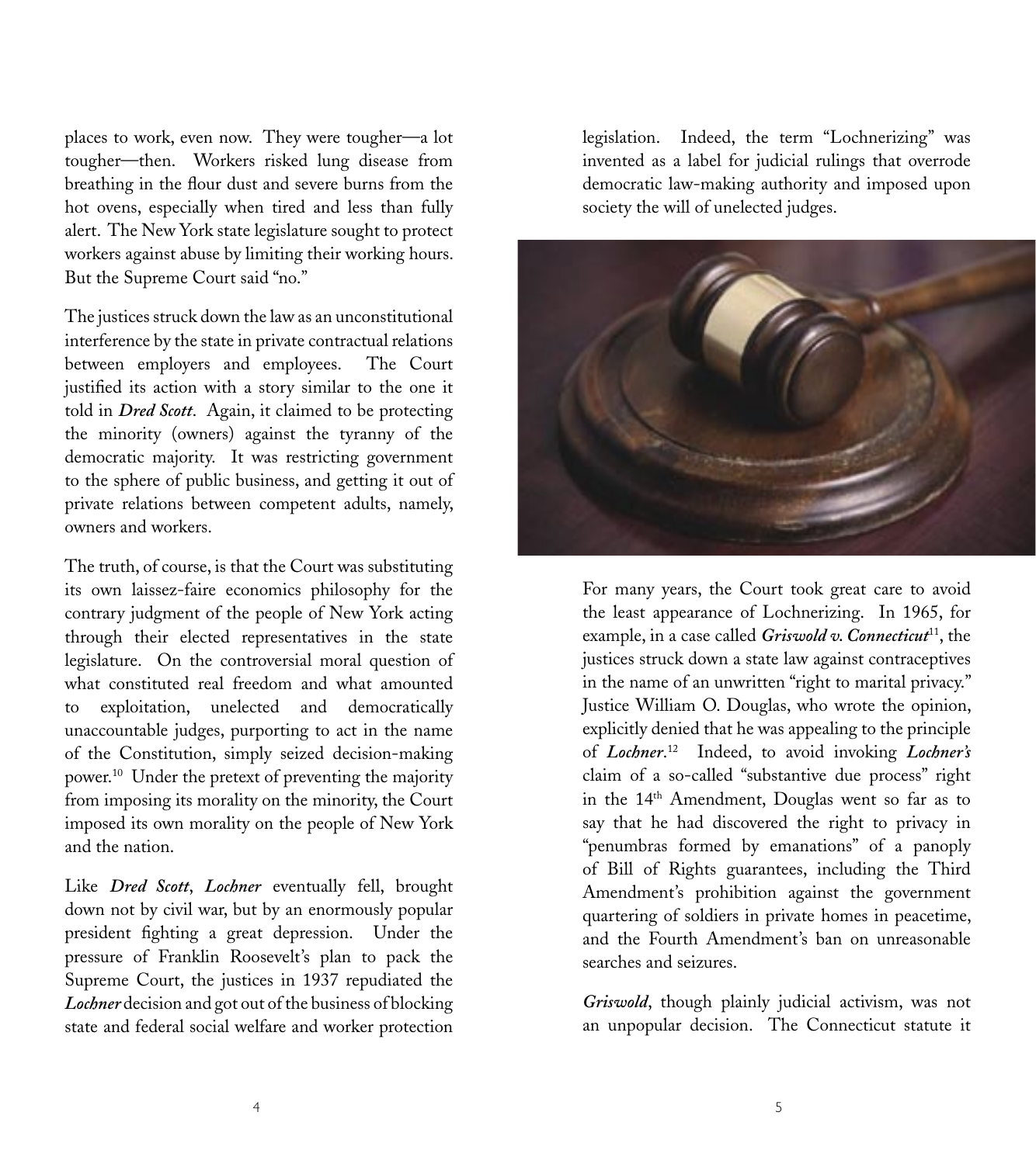places to work, even now. They were tougher—a lot tougher—then. Workers risked lung disease from breathing in the flour dust and severe burns from the hot ovens, especially when tired and less than fully alert. The New York state legislature sought to protect workers against abuse by limiting their working hours. But the Supreme Court said "no."

The justices struck down the law as an unconstitutional interference by the state in private contractual relations between employers and employees. The Court justified its action with a story similar to the one it told in ***Dred Scott***. Again, it claimed to be protecting the minority (owners) against the tyranny of the democratic majority. It was restricting government to the sphere of public business, and getting it out of private relations between competent adults, namely, owners and workers.

The truth, of course, is that the Court was substituting its own laissez-faire economics philosophy for the contrary judgment of the people of New York acting through their elected representatives in the state legislature. On the controversial moral question of what constituted real freedom and what amounted to exploitation, unelected and democratically unaccountable judges, purporting to act in the name of the Constitution, simply seized decision-making power.[10] Under the pretext of preventing the majority from imposing its morality on the minority, the Court imposed its own morality on the people of New York and the nation.

Like ***Dred Scott***, ***Lochner*** eventually fell, brought down not by civil war, but by an enormously popular president fighting a great depression. Under the pressure of Franklin Roosevelt's plan to pack the Supreme Court, the justices in 1937 repudiated the ***Lochner*** decision and got out of the business of blocking state and federal social welfare and worker protection legislation. Indeed, the term "Lochnerizing" was invented as a label for judicial rulings that overrode democratic law-making authority and imposed upon society the will of unelected judges.

For many years, the Court took great care to avoid the least appearance of Lochnerizing. In 1965, for example, in a case called ***Griswold v. Connecticut***[11], the justices struck down a state law against contraceptives in the name of an unwritten "right to marital privacy." Justice William O. Douglas, who wrote the opinion, explicitly denied that he was appealing to the principle of ***Lochner***.[12] Indeed, to avoid invoking ***Lochner's*** claim of a so-called "substantive due process" right in the 14th Amendment, Douglas went so far as to say that he had discovered the right to privacy in "penumbras formed by emanations" of a panoply of Bill of Rights guarantees, including the Third Amendment's prohibition against the government quartering of soldiers in private homes in peacetime, and the Fourth Amendment's ban on unreasonable searches and seizures.

***Griswold***, though plainly judicial activism, was not an unpopular decision. The Connecticut statute it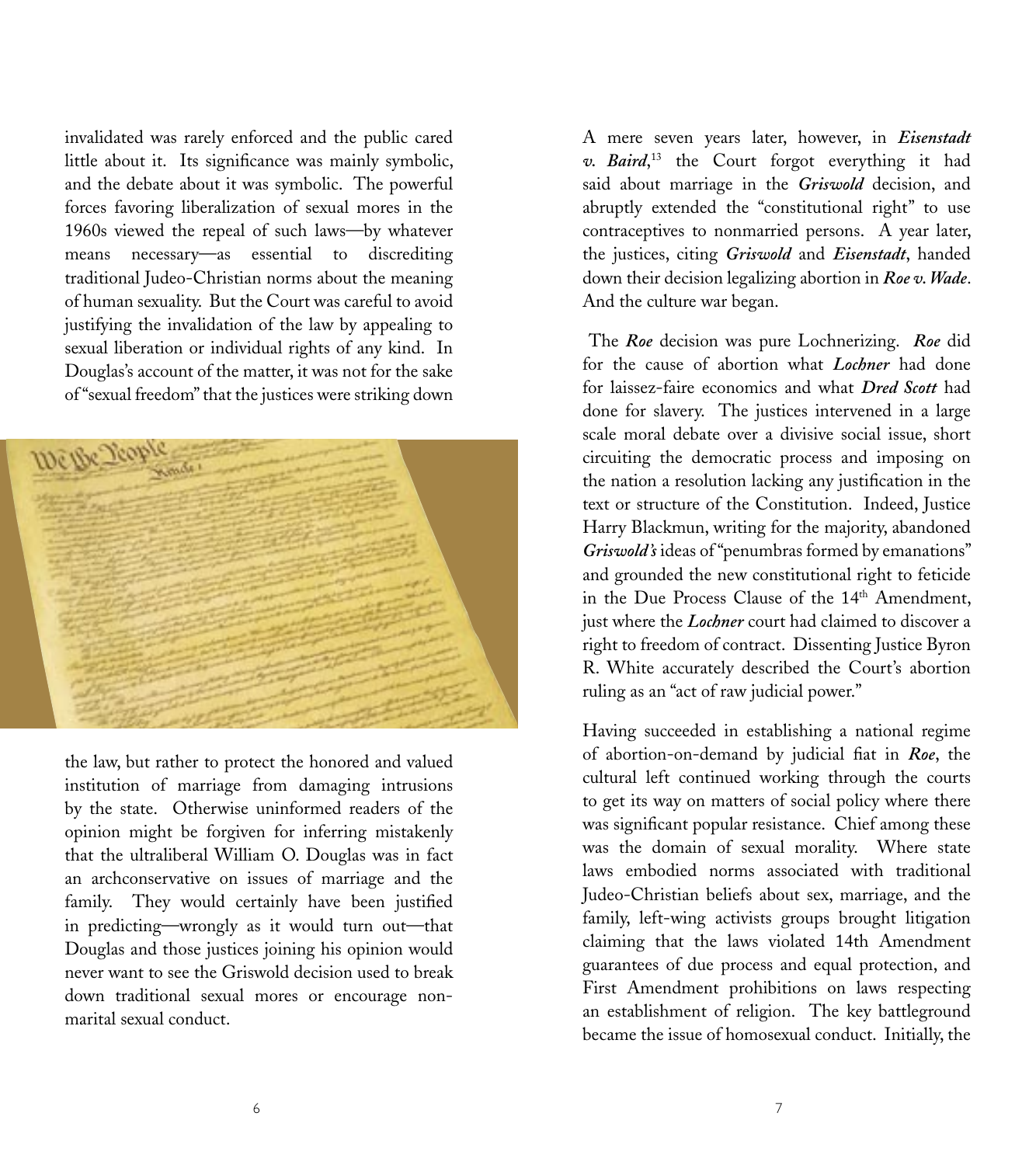invalidated was rarely enforced and the public cared little about it. Its significance was mainly symbolic, and the debate about it was symbolic. The powerful forces favoring liberalization of sexual mores in the 1960s viewed the repeal of such laws—by whatever means necessary—as essential to discrediting traditional Judeo-Christian norms about the meaning of human sexuality. But the Court was careful to avoid justifying the invalidation of the law by appealing to sexual liberation or individual rights of any kind. In Douglas's account of the matter, it was not for the sake of "sexual freedom" that the justices were striking down the law, but rather to protect the honored and valued institution of marriage from damaging intrusions by the state. Otherwise uninformed readers of the opinion might be forgiven for inferring mistakenly that the ultraliberal William O. Douglas was in fact an archconservative on issues of marriage and the family. They would certainly have been justified in predicting—wrongly as it would turn out—that Douglas and those justices joining his opinion would never want to see the Griswold decision used to break down traditional sexual mores or encourage non-marital sexual conduct.

A mere seven years later, however, in ***Eisenstadt v. Baird***,[13] the Court forgot everything it had said about marriage in the ***Griswold*** decision, and abruptly extended the "constitutional right" to use contraceptives to nonmarried persons. A year later, the justices, citing ***Griswold*** and ***Eisenstadt***, handed down their decision legalizing abortion in ***Roe v. Wade***. And the culture war began.

The ***Roe*** decision was pure Lochnerizing. ***Roe*** did for the cause of abortion what ***Lochner*** had done for laissez-faire economics and what ***Dred Scott*** had done for slavery. The justices intervened in a large scale moral debate over a divisive social issue, short circuiting the democratic process and imposing on the nation a resolution lacking any justification in the text or structure of the Constitution. Indeed, Justice Harry Blackmun, writing for the majority, abandoned ***Griswold's*** ideas of "penumbras formed by emanations" and grounded the new constitutional right to feticide in the Due Process Clause of the 14th Amendment, just where the ***Lochner*** court had claimed to discover a right to freedom of contract. Dissenting Justice Byron R. White accurately described the Court's abortion ruling as an "act of raw judicial power."

Having succeeded in establishing a national regime of abortion-on-demand by judicial fiat in ***Roe***, the cultural left continued working through the courts to get its way on matters of social policy where there was significant popular resistance. Chief among these was the domain of sexual morality. Where state laws embodied norms associated with traditional Judeo-Christian beliefs about sex, marriage, and the family, left-wing activists groups brought litigation claiming that the laws violated 14th Amendment guarantees of due process and equal protection, and First Amendment prohibitions on laws respecting an establishment of religion. The key battleground became the issue of homosexual conduct. Initially, the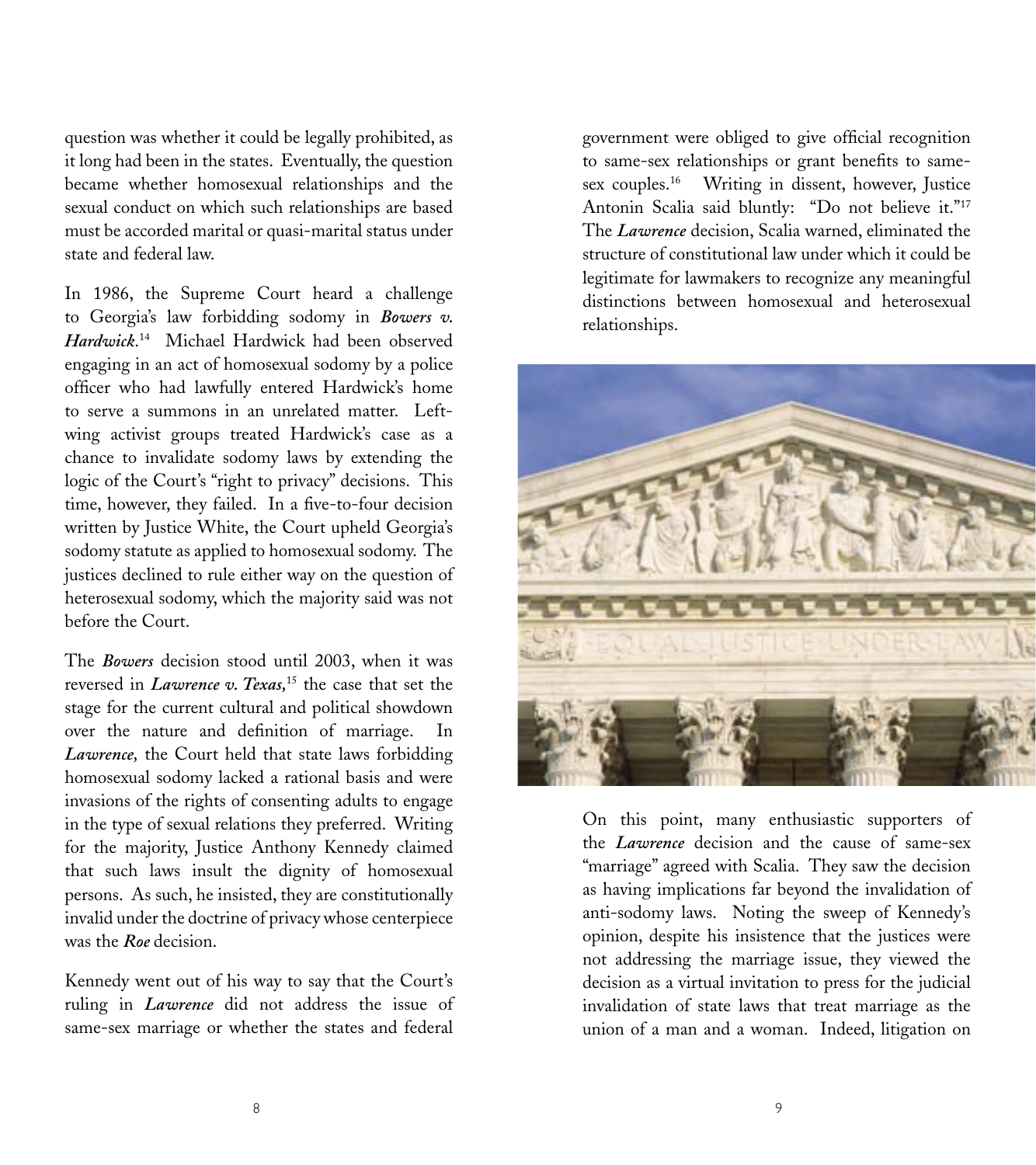question was whether it could be legally prohibited, as it long had been in the states. Eventually, the question became whether homosexual relationships and the sexual conduct on which such relationships are based must be accorded marital or quasi-marital status under state and federal law.

In 1986, the Supreme Court heard a challenge to Georgia's law forbidding sodomy in ***Bowers v. Hardwick***.[14] Michael Hardwick had been observed engaging in an act of homosexual sodomy by a police officer who had lawfully entered Hardwick's home to serve a summons in an unrelated matter. Left-wing activist groups treated Hardwick's case as a chance to invalidate sodomy laws by extending the logic of the Court's "right to privacy" decisions. This time, however, they failed. In a five-to-four decision written by Justice White, the Court upheld Georgia's sodomy statute as applied to homosexual sodomy. The justices declined to rule either way on the question of heterosexual sodomy, which the majority said was not before the Court.

The ***Bowers*** decision stood until 2003, when it was reversed in ***Lawrence v. Texas,***[15] the case that set the stage for the current cultural and political showdown over the nature and definition of marriage. In ***Lawrence,*** the Court held that state laws forbidding homosexual sodomy lacked a rational basis and were invasions of the rights of consenting adults to engage in the type of sexual relations they preferred. Writing for the majority, Justice Anthony Kennedy claimed that such laws insult the dignity of homosexual persons. As such, he insisted, they are constitutionally invalid under the doctrine of privacy whose centerpiece was the ***Roe*** decision.

Kennedy went out of his way to say that the Court's ruling in ***Lawrence*** did not address the issue of same-sex marriage or whether the states and federal government were obliged to give official recognition to same-sex relationships or grant benefits to same-sex couples.[16] Writing in dissent, however, Justice Antonin Scalia said bluntly: "Do not believe it."[17] The ***Lawrence*** decision, Scalia warned, eliminated the structure of constitutional law under which it could be legitimate for lawmakers to recognize any meaningful distinctions between homosexual and heterosexual relationships.

On this point, many enthusiastic supporters of the ***Lawrence*** decision and the cause of same-sex "marriage" agreed with Scalia. They saw the decision as having implications far beyond the invalidation of anti-sodomy laws. Noting the sweep of Kennedy's opinion, despite his insistence that the justices were not addressing the marriage issue, they viewed the decision as a virtual invitation to press for the judicial invalidation of state laws that treat marriage as the union of a man and a woman. Indeed, litigation on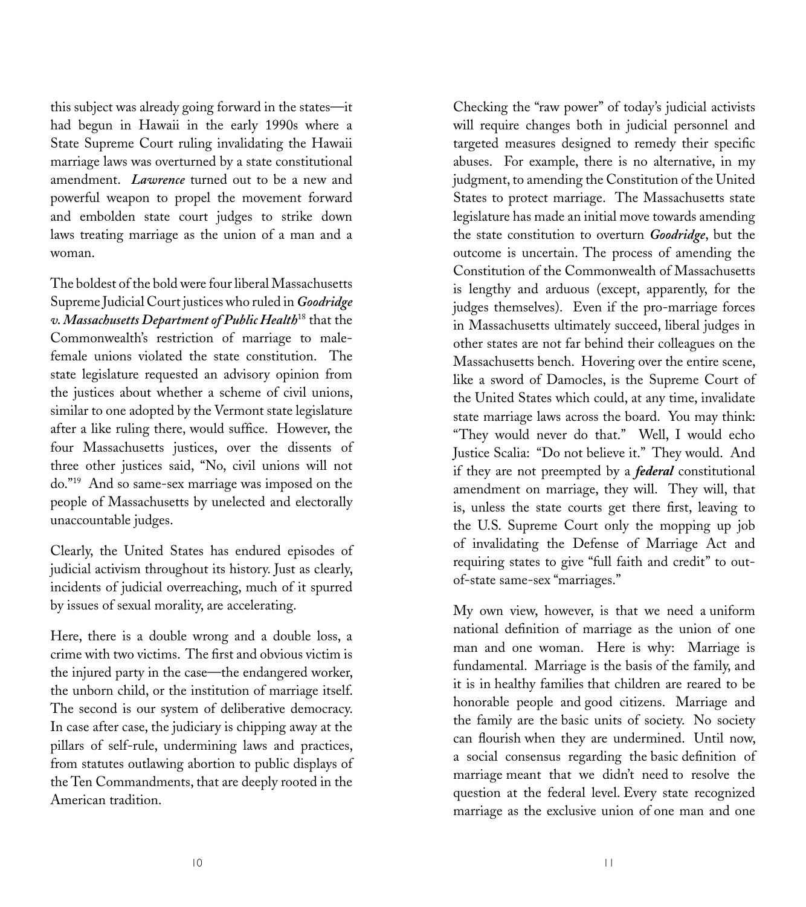this subject was already going forward in the states—it had begun in Hawaii in the early 1990s where a State Supreme Court ruling invalidating the Hawaii marriage laws was overturned by a state constitutional amendment. ***Lawrence*** turned out to be a new and powerful weapon to propel the movement forward and embolden state court judges to strike down laws treating marriage as the union of a man and a woman.

The boldest of the bold were four liberal Massachusetts Supreme Judicial Court justices who ruled in ***Goodridge v. Massachusetts Department of Public Health***[18] that the Commonwealth's restriction of marriage to male-female unions violated the state constitution. The state legislature requested an advisory opinion from the justices about whether a scheme of civil unions, similar to one adopted by the Vermont state legislature after a like ruling there, would suffice. However, the four Massachusetts justices, over the dissents of three other justices said, "No, civil unions will not do."[19] And so same-sex marriage was imposed on the people of Massachusetts by unelected and electorally unaccountable judges.

Clearly, the United States has endured episodes of judicial activism throughout its history. Just as clearly, incidents of judicial overreaching, much of it spurred by issues of sexual morality, are accelerating.

Here, there is a double wrong and a double loss, a crime with two victims. The first and obvious victim is the injured party in the case—the endangered worker, the unborn child, or the institution of marriage itself. The second is our system of deliberative democracy. In case after case, the judiciary is chipping away at the pillars of self-rule, undermining laws and practices, from statutes outlawing abortion to public displays of the Ten Commandments, that are deeply rooted in the American tradition.

Checking the "raw power" of today's judicial activists will require changes both in judicial personnel and targeted measures designed to remedy their specific abuses. For example, there is no alternative, in my judgment, to amending the Constitution of the United States to protect marriage. The Massachusetts state legislature has made an initial move towards amending the state constitution to overturn ***Goodridge***, but the outcome is uncertain. The process of amending the Constitution of the Commonwealth of Massachusetts is lengthy and arduous (except, apparently, for the judges themselves). Even if the pro-marriage forces in Massachusetts ultimately succeed, liberal judges in other states are not far behind their colleagues on the Massachusetts bench. Hovering over the entire scene, like a sword of Damocles, is the Supreme Court of the United States which could, at any time, invalidate state marriage laws across the board. You may think: "They would never do that." Well, I would echo Justice Scalia: "Do not believe it." They would. And if they are not preempted by a ***federal*** constitutional amendment on marriage, they will. They will, that is, unless the state courts get there first, leaving to the U.S. Supreme Court only the mopping up job of invalidating the Defense of Marriage Act and requiring states to give "full faith and credit" to out-of-state same-sex "marriages."

My own view, however, is that we need a uniform national definition of marriage as the union of one man and one woman. Here is why: Marriage is fundamental. Marriage is the basis of the family, and it is in healthy families that children are reared to be honorable people and good citizens. Marriage and the family are the basic units of society. No society can flourish when they are undermined. Until now, a social consensus regarding the basic definition of marriage meant that we didn't need to resolve the question at the federal level. Every state recognized marriage as the exclusive union of one man and one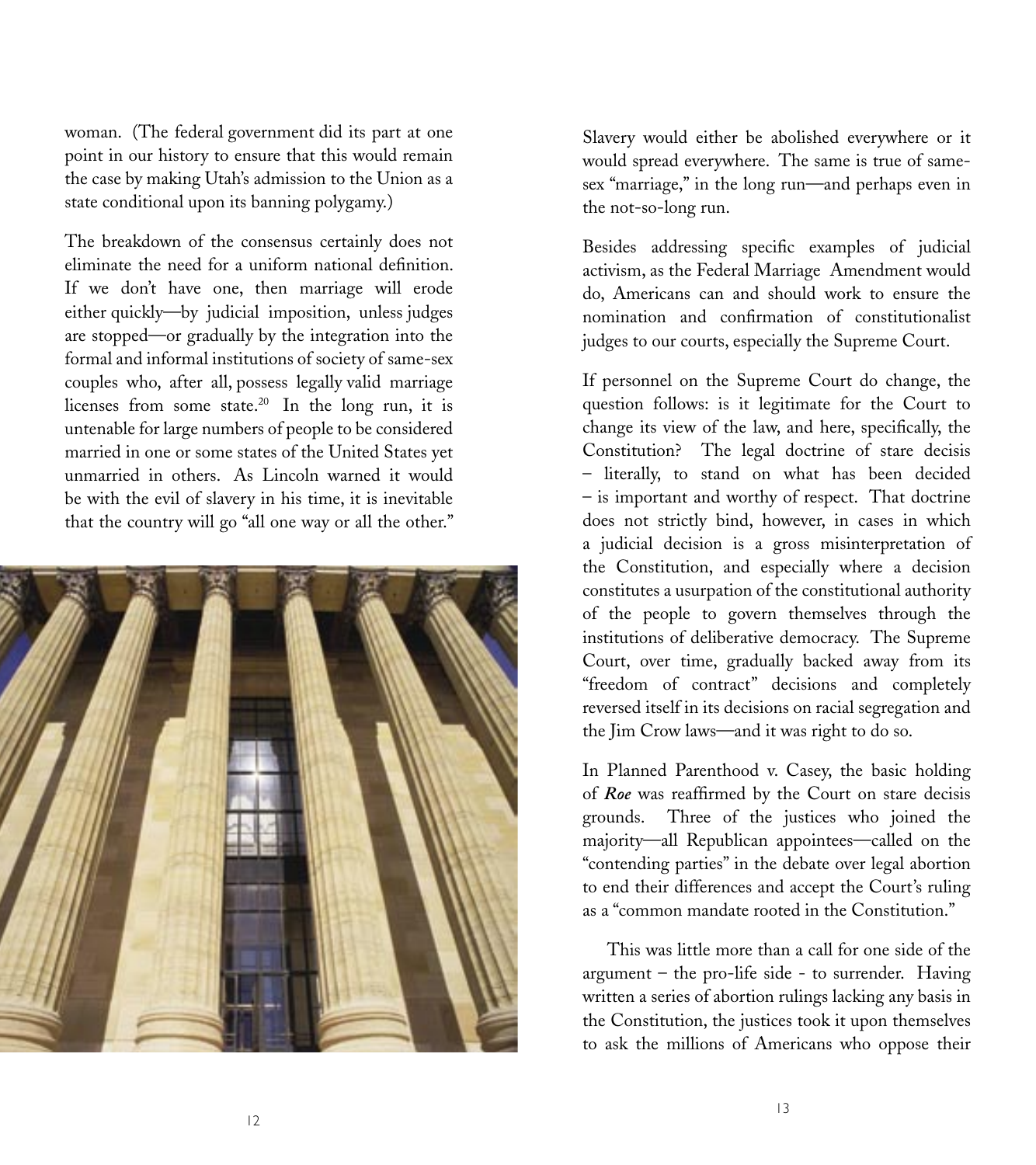woman. (The federal government did its part at one point in our history to ensure that this would remain the case by making Utah's admission to the Union as a state conditional upon its banning polygamy.)

The breakdown of the consensus certainly does not eliminate the need for a uniform national definition. If we don't have one, then marriage will erode either quickly—by judicial imposition, unless judges are stopped—or gradually by the integration into the formal and informal institutions of society of same-sex couples who, after all, possess legally valid marriage licenses from some state.[20] In the long run, it is untenable for large numbers of people to be considered married in one or some states of the United States yet unmarried in others. As Lincoln warned it would be with the evil of slavery in his time, it is inevitable that the country will go "all one way or all the other." Slavery would either be abolished everywhere or it would spread everywhere. The same is true of same-sex "marriage," in the long run—and perhaps even in the not-so-long run.

Besides addressing specific examples of judicial activism, as the Federal Marriage Amendment would do, Americans can and should work to ensure the nomination and confirmation of constitutionalist judges to our courts, especially the Supreme Court.

If personnel on the Supreme Court do change, the question follows: is it legitimate for the Court to change its view of the law, and here, specifically, the Constitution? The legal doctrine of stare decisis – literally, to stand on what has been decided – is important and worthy of respect. That doctrine does not strictly bind, however, in cases in which a judicial decision is a gross misinterpretation of the Constitution, and especially where a decision constitutes a usurpation of the constitutional authority of the people to govern themselves through the institutions of deliberative democracy. The Supreme Court, over time, gradually backed away from its "freedom of contract" decisions and completely reversed itself in its decisions on racial segregation and the Jim Crow laws—and it was right to do so.

In Planned Parenthood v. Casey, the basic holding of ***Roe*** was reaffirmed by the Court on stare decisis grounds. Three of the justices who joined the majority—all Republican appointees—called on the "contending parties" in the debate over legal abortion to end their differences and accept the Court's ruling as a "common mandate rooted in the Constitution."

This was little more than a call for one side of the argument – the pro-life side - to surrender. Having written a series of abortion rulings lacking any basis in the Constitution, the justices took it upon themselves to ask the millions of Americans who oppose their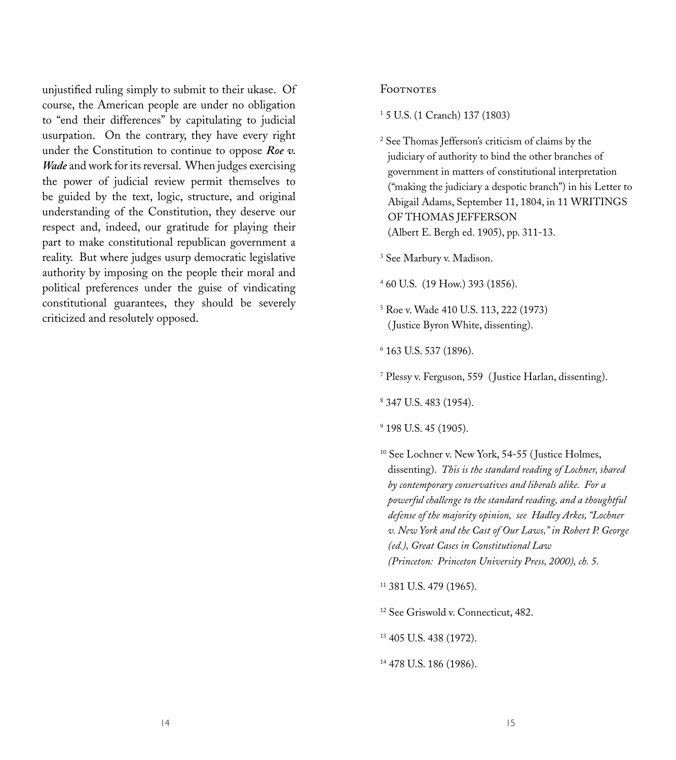unjustified ruling simply to submit to their ukase. Of course, the American people are under no obligation to "end their differences" by capitulating to judicial usurpation. On the contrary, they have every right under the Constitution to continue to oppose ***Roe v. Wade*** and work for its reversal. When judges exercising the power of judicial review permit themselves to be guided by the text, logic, structure, and original understanding of the Constitution, they deserve our respect and, indeed, our gratitude for playing their part to make constitutional republican government a reality. But where judges usurp democratic legislative authority by imposing on the people their moral and political preferences under the guise of vindicating constitutional guarantees, they should be severely criticized and resolutely opposed.

## Footnotes

[1] 5 U.S. (1 Cranch) 137 (1803)

[2] See Thomas Jefferson's criticism of claims by the judiciary of authority to bind the other branches of government in matters of constitutional interpretation ("making the judiciary a despotic branch") in his Letter to Abigail Adams, September 11, 1804, in 11 WRITINGS OF THOMAS JEFFERSON (Albert E. Bergh ed. 1905), pp. 311-13.

[3] See Marbury v. Madison.

[4] 60 U.S. (19 How.) 393 (1856).

[5] Roe v. Wade 410 U.S. 113, 222 (1973) (Justice Byron White, dissenting).

[6] 163 U.S. 537 (1896).

[7] Plessy v. Ferguson, 559 (Justice Harlan, dissenting).

[8] 347 U.S. 483 (1954).

[9] 198 U.S. 45 (1905).

[10] See Lochner v. New York, 54-55 (Justice Holmes, dissenting). *This is the standard reading of Lochner, shared by contemporary conservatives and liberals alike. For a powerful challenge to the standard reading, and a thoughtful defense of the majority opinion, see Hadley Arkes, "Lochner v. New York and the Cast of Our Laws," in Robert P. George (ed.), Great Cases in Constitutional Law (Princeton: Princeton University Press, 2000), ch. 5.*

[11] 381 U.S. 479 (1965).

[12] See Griswold v. Connecticut, 482.

[13] 405 U.S. 438 (1972).

[14] 478 U.S. 186 (1986).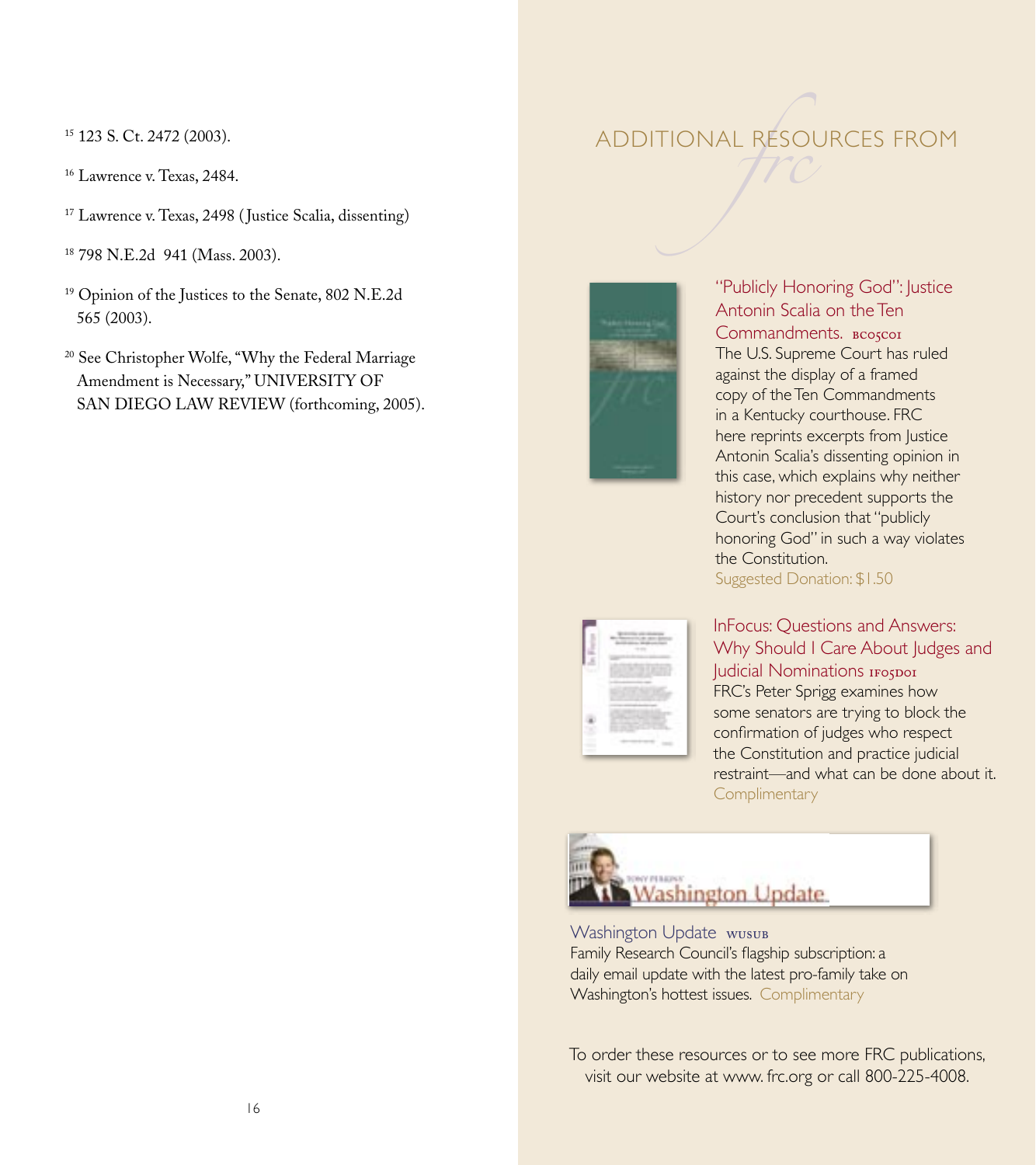[15] 123 S. Ct. 2472 (2003).

[16] Lawrence v. Texas, 2484.

[17] Lawrence v. Texas, 2498 (Justice Scalia, dissenting)

[18] 798 N.E.2d 941 (Mass. 2003).

[19] Opinion of the Justices to the Senate, 802 N.E.2d 565 (2003).

[20] See Christopher Wolfe, "Why the Federal Marriage Amendment is Necessary," UNIVERSITY OF SAN DIEGO LAW REVIEW (forthcoming, 2005).

## ADDITIONAL RESOURCES FROM FRC

**"Publicly Honoring God": Justice Antonin Scalia on the Ten Commandments.** BC05C01

The U.S. Supreme Court has ruled against the display of a framed copy of the Ten Commandments in a Kentucky courthouse. FRC here reprints excerpts from Justice Antonin Scalia's dissenting opinion in this case, which explains why neither history nor precedent supports the Court's conclusion that "publicly honoring God" in such a way violates the Constitution.

Suggested Donation: $1.50

**InFocus: Questions and Answers: Why Should I Care About Judges and Judicial Nominations** IF05D01

FRC's Peter Sprigg examines how some senators are trying to block the confirmation of judges who respect the Constitution and practice judicial restraint—and what can be done about it.

Complimentary

**Washington Update** WUSUB

Family Research Council's flagship subscription: a daily email update with the latest pro-family take on Washington's hottest issues. Complimentary

To order these resources or to see more FRC publications, visit our website at www.frc.org or call 800-225-4008.